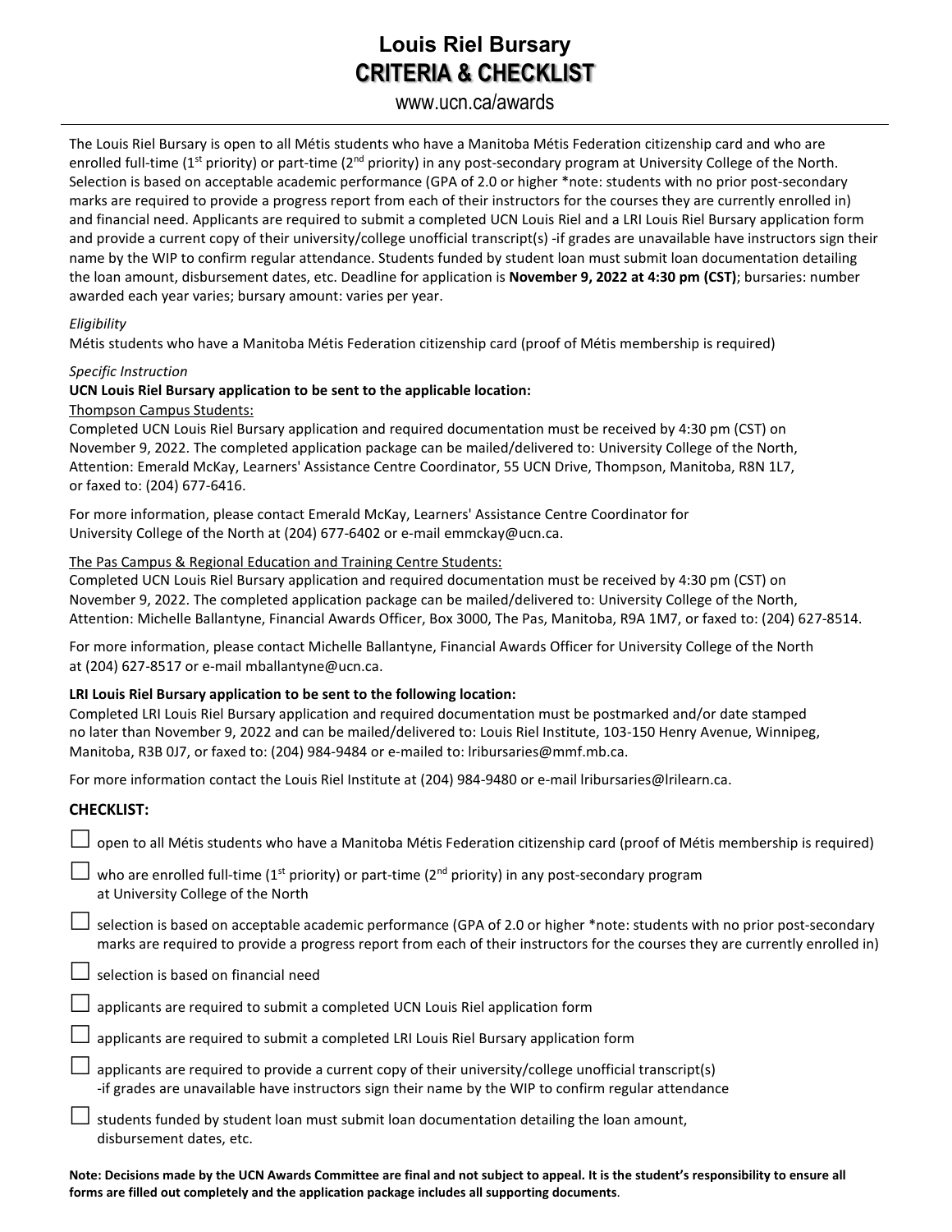# Louis Riel Bursary
## CRITERIA & CHECKLIST

www.ucn.ca/awards

The Louis Riel Bursary is open to all Métis students who have a Manitoba Métis Federation citizenship card and who are enrolled full-time (1st priority) or part-time (2nd priority) in any post-secondary program at University College of the North. Selection is based on acceptable academic performance (GPA of 2.0 or higher *note: students with no prior post-secondary marks are required to provide a progress report from each of their instructors for the courses they are currently enrolled in) and financial need. Applicants are required to submit a completed UCN Louis Riel and a LRI Louis Riel Bursary application form and provide a current copy of their university/college unofficial transcript(s) -if grades are unavailable have instructors sign their name by the WIP to confirm regular attendance. Students funded by student loan must submit loan documentation detailing the loan amount, disbursement dates, etc. Deadline for application is **November 9, 2022 at 4:30 pm (CST)**; bursaries: number awarded each year varies; bursary amount: varies per year.

*Eligibility*

Métis students who have a Manitoba Métis Federation citizenship card (proof of Métis membership is required)

*Specific Instruction*

**UCN Louis Riel Bursary application to be sent to the applicable location:**

Thompson Campus Students:

Completed UCN Louis Riel Bursary application and required documentation must be received by 4:30 pm (CST) on November 9, 2022. The completed application package can be mailed/delivered to: University College of the North, Attention: Emerald McKay, Learners' Assistance Centre Coordinator, 55 UCN Drive, Thompson, Manitoba, R8N 1L7, or faxed to: (204) 677-6416.

For more information, please contact Emerald McKay, Learners' Assistance Centre Coordinator for University College of the North at (204) 677-6402 or e-mail emmckay@ucn.ca.

The Pas Campus & Regional Education and Training Centre Students:

Completed UCN Louis Riel Bursary application and required documentation must be received by 4:30 pm (CST) on November 9, 2022. The completed application package can be mailed/delivered to: University College of the North, Attention: Michelle Ballantyne, Financial Awards Officer, Box 3000, The Pas, Manitoba, R9A 1M7, or faxed to: (204) 627-8514.

For more information, please contact Michelle Ballantyne, Financial Awards Officer for University College of the North at (204) 627-8517 or e-mail mballantyne@ucn.ca.

**LRI Louis Riel Bursary application to be sent to the following location:**

Completed LRI Louis Riel Bursary application and required documentation must be postmarked and/or date stamped no later than November 9, 2022 and can be mailed/delivered to: Louis Riel Institute, 103-150 Henry Avenue, Winnipeg, Manitoba, R3B 0J7, or faxed to: (204) 984-9484 or e-mailed to: lribursaries@mmf.mb.ca.

For more information contact the Louis Riel Institute at (204) 984-9480 or e-mail lribursaries@lrilearn.ca.

### CHECKLIST:

- ☐ open to all Métis students who have a Manitoba Métis Federation citizenship card (proof of Métis membership is required)
- ☐ who are enrolled full-time (1st priority) or part-time (2nd priority) in any post-secondary program at University College of the North
- ☐ selection is based on acceptable academic performance (GPA of 2.0 or higher *note: students with no prior post-secondary marks are required to provide a progress report from each of their instructors for the courses they are currently enrolled in)
- ☐ selection is based on financial need
- ☐ applicants are required to submit a completed UCN Louis Riel application form
- ☐ applicants are required to submit a completed LRI Louis Riel Bursary application form
- ☐ applicants are required to provide a current copy of their university/college unofficial transcript(s) -if grades are unavailable have instructors sign their name by the WIP to confirm regular attendance
- ☐ students funded by student loan must submit loan documentation detailing the loan amount, disbursement dates, etc.

**Note: Decisions made by the UCN Awards Committee are final and not subject to appeal. It is the student's responsibility to ensure all forms are filled out completely and the application package includes all supporting documents**.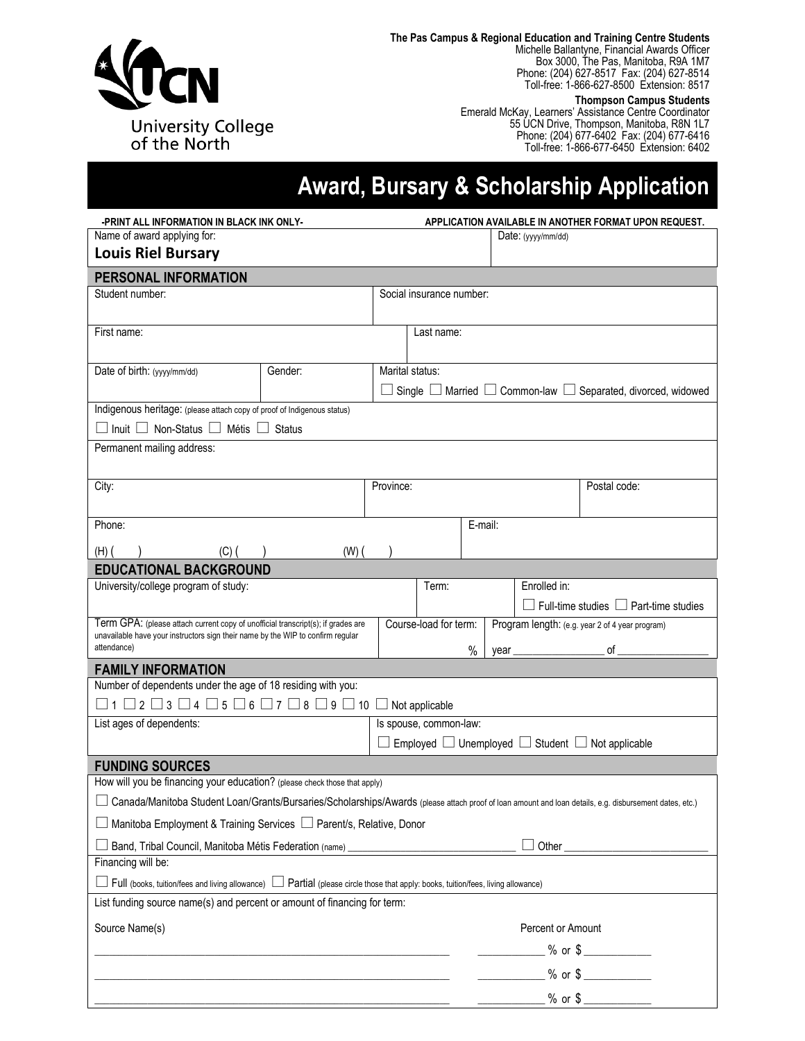University College of the North

**The Pas Campus & Regional Education and Training Centre Students**
Michelle Ballantyne, Financial Awards Officer
Box 3000, The Pas, Manitoba, R9A 1M7
Phone: (204) 627-8517 Fax: (204) 627-8514
Toll-free: 1-866-627-8500 Extension: 8517

**Thompson Campus Students**
Emerald McKay, Learners' Assistance Centre Coordinator
55 UCN Drive, Thompson, Manitoba, R8N 1L7
Phone: (204) 677-6402 Fax: (204) 677-6416
Toll-free: 1-866-677-6450 Extension: 6402

# Award, Bursary & Scholarship Application

**-PRINT ALL INFORMATION IN BLACK INK ONLY-** **APPLICATION AVAILABLE IN ANOTHER FORMAT UPON REQUEST.**

Name of award applying for: **Louis Riel Bursary**

Date: (yyyy/mm/dd)

## PERSONAL INFORMATION

Student number:

Social insurance number:

First name:

Last name:

Date of birth: (yyyy/mm/dd)

Gender:

Marital status: ☐ Single ☐ Married ☐ Common-law ☐ Separated, divorced, widowed

Indigenous heritage: (please attach copy of proof of Indigenous status)
☐ Inuit ☐ Non-Status ☐ Métis ☐ Status

Permanent mailing address:

City:

Province:

Postal code:

Phone: (H) (  ) (C) (  ) (W) (  )

E-mail:

## EDUCATIONAL BACKGROUND

University/college program of study:

Term:

Enrolled in: ☐ Full-time studies ☐ Part-time studies

Term GPA: (please attach current copy of unofficial transcript(s); if grades are unavailable have your instructors sign their name by the WIP to confirm regular attendance)

Course-load for term: %

Program length: (e.g. year 2 of 4 year program) year ________________ of ________________

## FAMILY INFORMATION

Number of dependents under the age of 18 residing with you:
☐ 1 ☐ 2 ☐ 3 ☐ 4 ☐ 5 ☐ 6 ☐ 7 ☐ 8 ☐ 9 ☐ 10 ☐ Not applicable

List ages of dependents:

Is spouse, common-law: ☐ Employed ☐ Unemployed ☐ Student ☐ Not applicable

## FUNDING SOURCES

How will you be financing your education? (please check those that apply)

☐ Canada/Manitoba Student Loan/Grants/Bursaries/Scholarships/Awards (please attach proof of loan amount and loan details, e.g. disbursement dates, etc.)

☐ Manitoba Employment & Training Services ☐ Parent/s, Relative, Donor

☐ Band, Tribal Council, Manitoba Métis Federation (name) ______________________________ ☐ Other __________________________

Financing will be:

☐ Full (books, tuition/fees and living allowance) ☐ Partial (please circle those that apply: books, tuition/fees, living allowance)

List funding source name(s) and percent or amount of financing for term:

| Source Name(s) | Percent or Amount |
|---|---|
| ____________________________________________ | ___________ % or $ ___________ |
| ____________________________________________ | ___________ % or $ ___________ |
| ____________________________________________ | ___________ % or $ ___________ |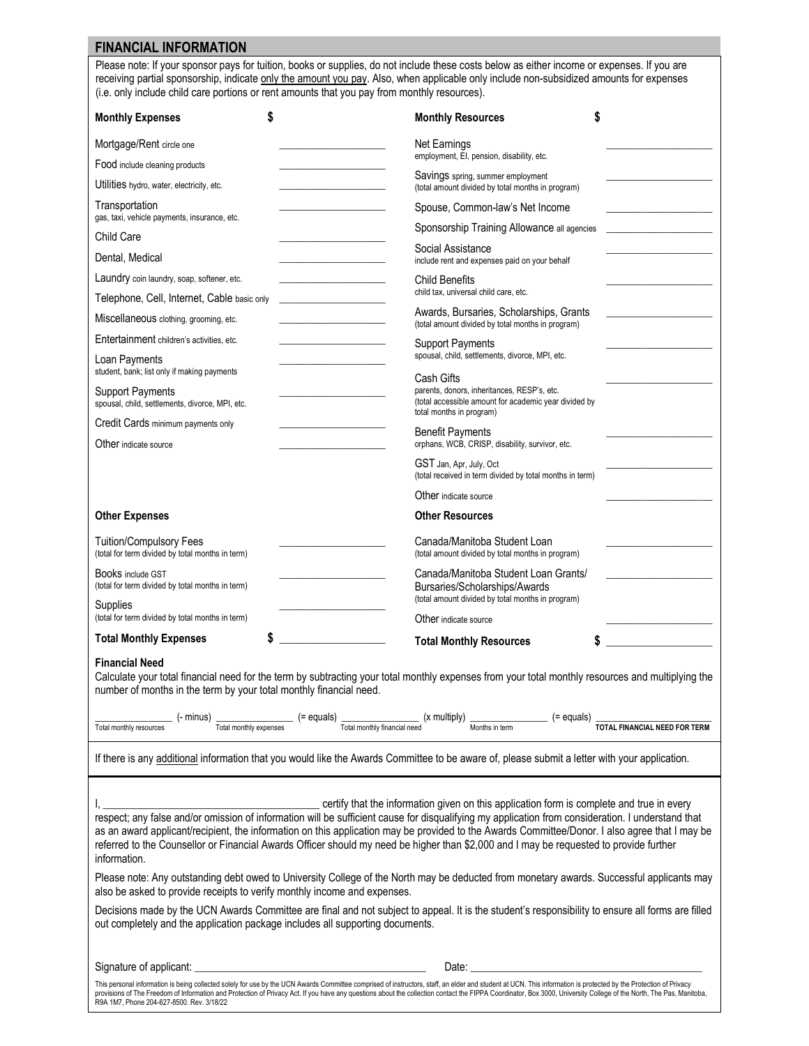## FINANCIAL INFORMATION

Please note: If your sponsor pays for tuition, books or supplies, do not include these costs below as either income or expenses. If you are receiving partial sponsorship, indicate only the amount you pay. Also, when applicable only include non-subsidized amounts for expenses (i.e. only include child care portions or rent amounts that you pay from monthly resources).

| Monthly Expenses | $ | Monthly Resources | $ |
|---|---|---|---|
| Mortgage/Rent circle one | ____________ | Net Earnings employment, EI, pension, disability, etc. | ____________ |
| Food include cleaning products | ____________ | Savings spring, summer employment (total amount divided by total months in program) | ____________ |
| Utilities hydro, water, electricity, etc. | ____________ | Spouse, Common-law's Net Income | ____________ |
| Transportation gas, taxi, vehicle payments, insurance, etc. | ____________ | Sponsorship Training Allowance all agencies | ____________ |
| Child Care | ____________ | Social Assistance include rent and expenses paid on your behalf | ____________ |
| Dental, Medical | ____________ | Child Benefits child tax, universal child care, etc. | ____________ |
| Laundry coin laundry, soap, softener, etc. | ____________ | Awards, Bursaries, Scholarships, Grants (total amount divided by total months in program) | ____________ |
| Telephone, Cell, Internet, Cable basic only | ____________ | Support Payments spousal, child, settlements, divorce, MPI, etc. | ____________ |
| Miscellaneous clothing, grooming, etc. | ____________ | Cash Gifts parents, donors, inheritances, RESP's, etc. (total accessible amount for academic year divided by total months in program) | ____________ |
| Entertainment children's activities, etc. | ____________ | Benefit Payments orphans, WCB, CRISP, disability, survivor, etc. | ____________ |
| Loan Payments student, bank; list only if making payments | ____________ | GST Jan, Apr, July, Oct (total received in term divided by total months in term) | ____________ |
| Support Payments spousal, child, settlements, divorce, MPI, etc. | ____________ | Other indicate source | ____________ |
| Credit Cards minimum payments only | ____________ | | |
| Other indicate source | ____________ | | |
| **Other Expenses** | | **Other Resources** | |
| Tuition/Compulsory Fees (total for term divided by total months in term) | ____________ | Canada/Manitoba Student Loan (total amount divided by total months in program) | ____________ |
| Books include GST (total for term divided by total months in term) | ____________ | Canada/Manitoba Student Loan Grants/ Bursaries/Scholarships/Awards (total amount divided by total months in program) | ____________ |
| Supplies (total for term divided by total months in term) | ____________ | Other indicate source | ____________ |
| **Total Monthly Expenses** | $ ____________ | **Total Monthly Resources** | $ ____________ |

**Financial Need**

Calculate your total financial need for the term by subtracting your total monthly expenses from your total monthly resources and multiplying the number of months in the term by your total monthly financial need.

__________ (- minus) __________ (= equals) __________ (x multiply) __________ (= equals) __________

Total monthly resources — Total monthly expenses — Total monthly financial need — Months in term — **TOTAL FINANCIAL NEED FOR TERM**

If there is any additional information that you would like the Awards Committee to be aware of, please submit a letter with your application.

I, ______________________________ certify that the information given on this application form is complete and true in every respect; any false and/or omission of information will be sufficient cause for disqualifying my application from consideration. I understand that as an award applicant/recipient, the information on this application may be provided to the Awards Committee/Donor. I also agree that I may be referred to the Counsellor or Financial Awards Officer should my need be higher than $2,000 and I may be requested to provide further information.

Please note: Any outstanding debt owed to University College of the North may be deducted from monetary awards. Successful applicants may also be asked to provide receipts to verify monthly income and expenses.

Decisions made by the UCN Awards Committee are final and not subject to appeal. It is the student's responsibility to ensure all forms are filled out completely and the application package includes all supporting documents.

Signature of applicant: ______________________________ Date: ______________________________

This personal information is being collected solely for use by the UCN Awards Committee comprised of instructors, staff, an elder and student at UCN. This information is protected by the Protection of Privacy provisions of The Freedom of Information and Protection of Privacy Act. If you have any questions about the collection contact the FIPPA Coordinator, Box 3000, University College of the North, The Pas, Manitoba, R9A 1M7, Phone 204-627-8500. Rev. 3/18/22